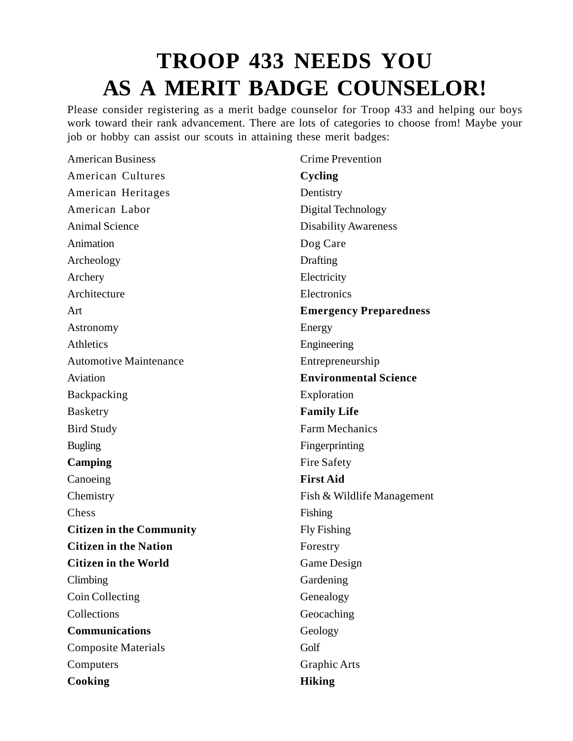# TROOP 433 NEEDS YOU AS A MERIT BADGE COUNSELOR!

Please consider registering as a merit badge counselor for Troop 433 and helping our boys work toward their rank advancement. There are lots of categories to choose from! Maybe your job or hobby can assist our scouts in attaining these merit badges:

American Business
American Cultures
American Heritages
American Labor
Animal Science
Animation
Archeology
Archery
Architecture
Art
Astronomy
Athletics
Automotive Maintenance
Aviation
Backpacking
Basketry
Bird Study
Bugling
**Camping**
Canoeing
Chemistry
Chess
**Citizen in the Community**
**Citizen in the Nation**
**Citizen in the World**
Climbing
Coin Collecting
Collections
**Communications**
Composite Materials
Computers
**Cooking**
Crime Prevention
**Cycling**
Dentistry
Digital Technology
Disability Awareness
Dog Care
Drafting
Electricity
Electronics
**Emergency Preparedness**
Energy
Engineering
Entrepreneurship
**Environmental Science**
Exploration
**Family Life**
Farm Mechanics
Fingerprinting
Fire Safety
**First Aid**
Fish & Wildlife Management
Fishing
Fly Fishing
Forestry
Game Design
Gardening
Genealogy
Geocaching
Geology
Golf
Graphic Arts
**Hiking**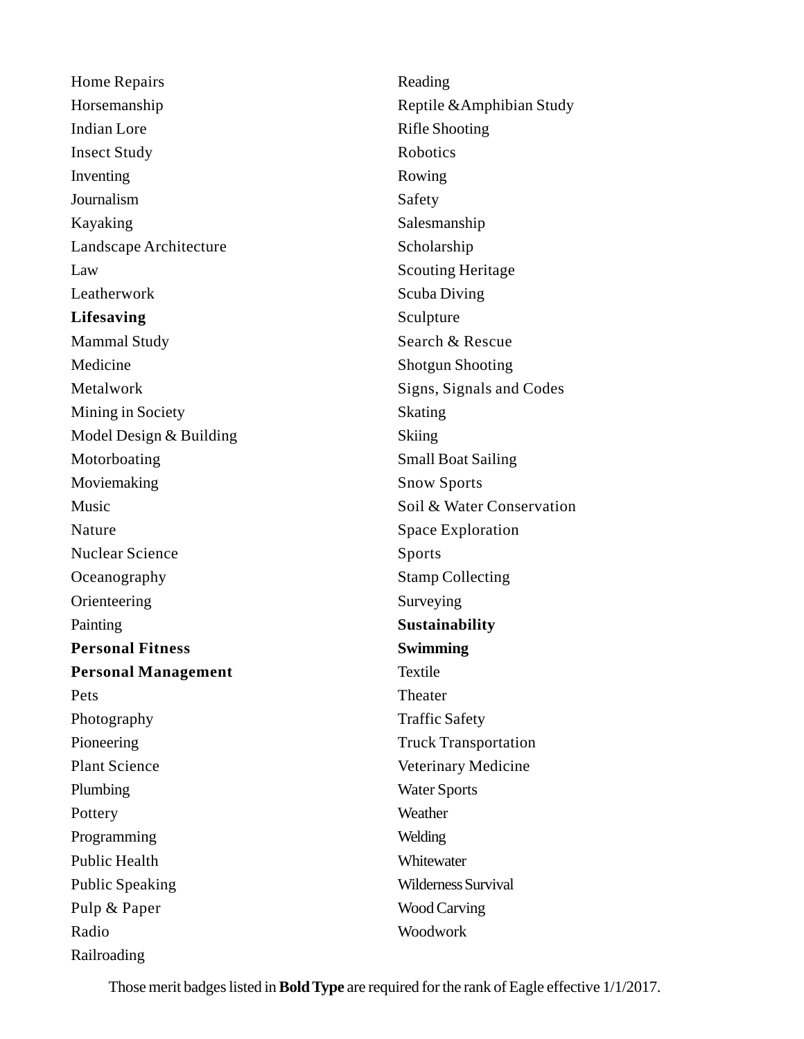Home Repairs
Horsemanship
Indian Lore
Insect Study
Inventing
Journalism
Kayaking
Landscape Architecture
Law
Leatherwork
**Lifesaving**
Mammal Study
Medicine
Metalwork
Mining in Society
Model Design & Building
Motorboating
Moviemaking
Music
Nature
Nuclear Science
Oceanography
Orienteering
Painting
**Personal Fitness**
**Personal Management**
Pets
Photography
Pioneering
Plant Science
Plumbing
Pottery
Programming
Public Health
Public Speaking
Pulp & Paper
Radio
Railroading
Reading
Reptile &Amphibian Study
Rifle Shooting
Robotics
Rowing
Safety
Salesmanship
Scholarship
Scouting Heritage
Scuba Diving
Sculpture
Search & Rescue
Shotgun Shooting
Signs, Signals and Codes
Skating
Skiing
Small Boat Sailing
Snow Sports
Soil & Water Conservation
Space Exploration
Sports
Stamp Collecting
Surveying
**Sustainability**
**Swimming**
Textile
Theater
Traffic Safety
Truck Transportation
Veterinary Medicine
Water Sports
Weather
Welding
Whitewater
Wilderness Survival
Wood Carving
Woodwork

Those merit badges listed in **Bold Type** are required for the rank of Eagle effective 1/1/2017.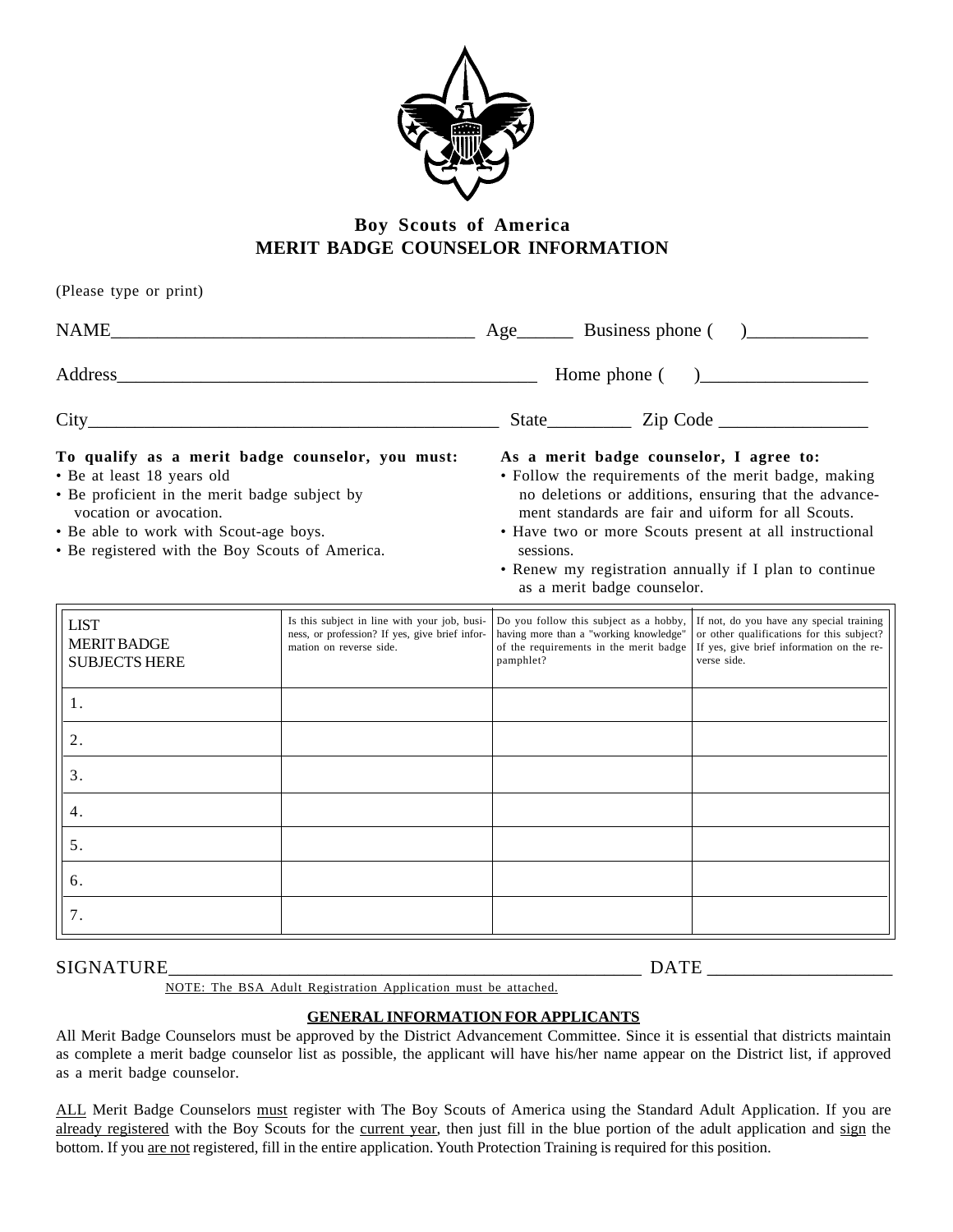# Boy Scouts of America
## MERIT BADGE COUNSELOR INFORMATION

(Please type or print)

NAME_______________________________________ Age______ Business phone ( )_____________

Address_____________________________________________ Home phone ( )__________________

City____________________________________________ State_________ Zip Code ________________

**To qualify as a merit badge counselor, you must:**

- Be at least 18 years old
- Be proficient in the merit badge subject by vocation or avocation.
- Be able to work with Scout-age boys.
- Be registered with the Boy Scouts of America.

**As a merit badge counselor, I agree to:**

- Follow the requirements of the merit badge, making no deletions or additions, ensuring that the advancement standards are fair and uiform for all Scouts.
- Have two or more Scouts present at all instructional sessions.
- Renew my registration annually if I plan to continue as a merit badge counselor.

| LIST MERIT BADGE SUBJECTS HERE | Is this subject in line with your job, business, or profession? If yes, give brief information on reverse side. | Do you follow this subject as a hobby, having more than a "working knowledge" of the requirements in the merit badge pamphlet? | If not, do you have any special training or other qualifications for this subject? If yes, give brief information on the reverse side. |
|---|---|---|---|
| 1. | | | |
| 2. | | | |
| 3. | | | |
| 4. | | | |
| 5. | | | |
| 6. | | | |
| 7. | | | |

SIGNATURE_____________________________________________________ DATE ____________________

NOTE: The BSA Adult Registration Application must be attached.

**GENERAL INFORMATION FOR APPLICANTS**

All Merit Badge Counselors must be approved by the District Advancement Committee. Since it is essential that districts maintain as complete a merit badge counselor list as possible, the applicant will have his/her name appear on the District list, if approved as a merit badge counselor.

ALL Merit Badge Counselors must register with The Boy Scouts of America using the Standard Adult Application. If you are already registered with the Boy Scouts for the current year, then just fill in the blue portion of the adult application and sign the bottom. If you are not registered, fill in the entire application. Youth Protection Training is required for this position.